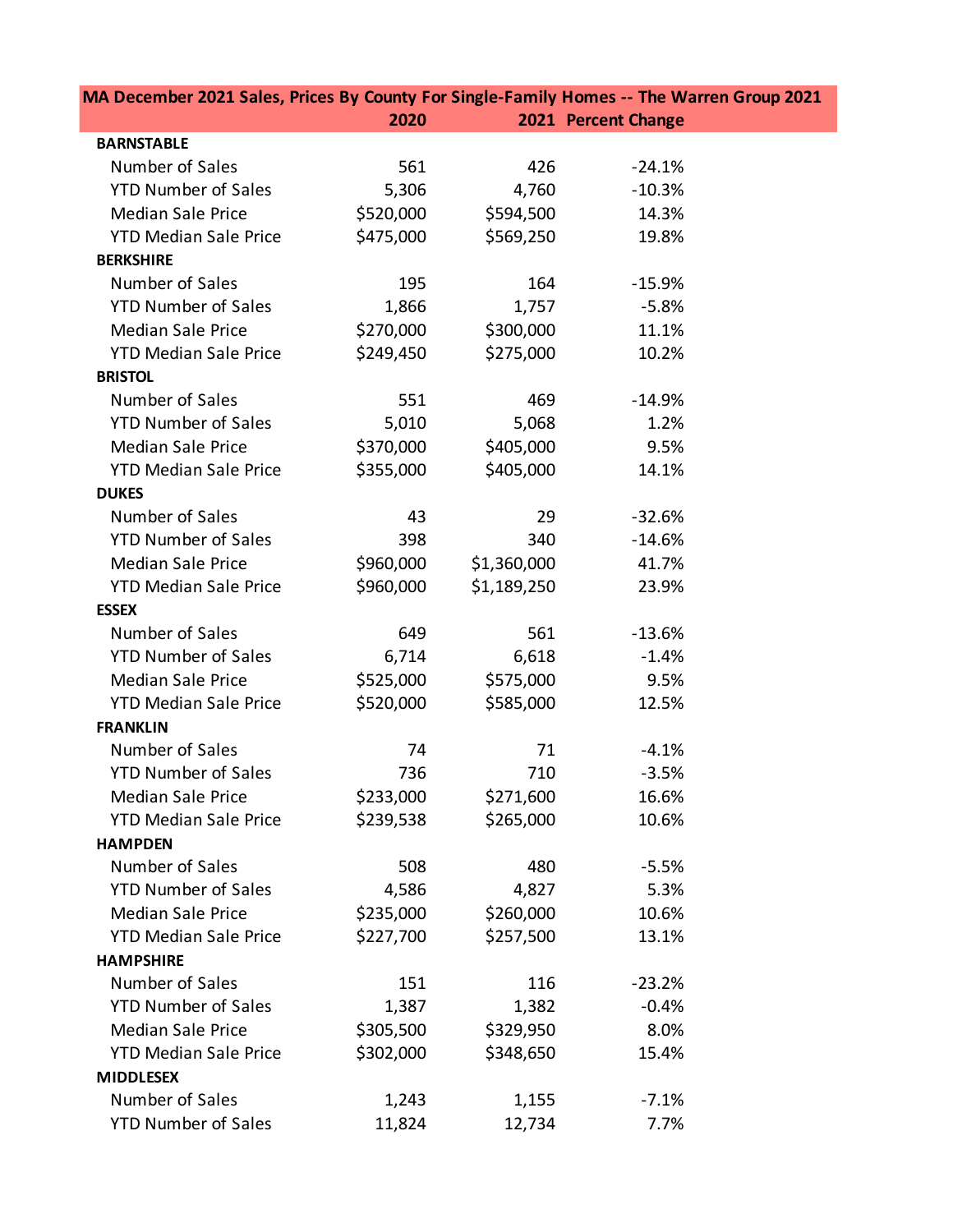| MA December 2021 Sales, Prices By County For Single-Family Homes -- The Warren Group 2021 | 2020 | 2021 | Percent Change |
|---|---|---|---|
| **BARNSTABLE** | | | |
| Number of Sales | 561 | 426 | -24.1% |
| YTD Number of Sales | 5,306 | 4,760 | -10.3% |
| Median Sale Price | $520,000 | $594,500 | 14.3% |
| YTD Median Sale Price | $475,000 | $569,250 | 19.8% |
| **BERKSHIRE** | | | |
| Number of Sales | 195 | 164 | -15.9% |
| YTD Number of Sales | 1,866 | 1,757 | -5.8% |
| Median Sale Price | $270,000 | $300,000 | 11.1% |
| YTD Median Sale Price | $249,450 | $275,000 | 10.2% |
| **BRISTOL** | | | |
| Number of Sales | 551 | 469 | -14.9% |
| YTD Number of Sales | 5,010 | 5,068 | 1.2% |
| Median Sale Price | $370,000 | $405,000 | 9.5% |
| YTD Median Sale Price | $355,000 | $405,000 | 14.1% |
| **DUKES** | | | |
| Number of Sales | 43 | 29 | -32.6% |
| YTD Number of Sales | 398 | 340 | -14.6% |
| Median Sale Price | $960,000 | $1,360,000 | 41.7% |
| YTD Median Sale Price | $960,000 | $1,189,250 | 23.9% |
| **ESSEX** | | | |
| Number of Sales | 649 | 561 | -13.6% |
| YTD Number of Sales | 6,714 | 6,618 | -1.4% |
| Median Sale Price | $525,000 | $575,000 | 9.5% |
| YTD Median Sale Price | $520,000 | $585,000 | 12.5% |
| **FRANKLIN** | | | |
| Number of Sales | 74 | 71 | -4.1% |
| YTD Number of Sales | 736 | 710 | -3.5% |
| Median Sale Price | $233,000 | $271,600 | 16.6% |
| YTD Median Sale Price | $239,538 | $265,000 | 10.6% |
| **HAMPDEN** | | | |
| Number of Sales | 508 | 480 | -5.5% |
| YTD Number of Sales | 4,586 | 4,827 | 5.3% |
| Median Sale Price | $235,000 | $260,000 | 10.6% |
| YTD Median Sale Price | $227,700 | $257,500 | 13.1% |
| **HAMPSHIRE** | | | |
| Number of Sales | 151 | 116 | -23.2% |
| YTD Number of Sales | 1,387 | 1,382 | -0.4% |
| Median Sale Price | $305,500 | $329,950 | 8.0% |
| YTD Median Sale Price | $302,000 | $348,650 | 15.4% |
| **MIDDLESEX** | | | |
| Number of Sales | 1,243 | 1,155 | -7.1% |
| YTD Number of Sales | 11,824 | 12,734 | 7.7% |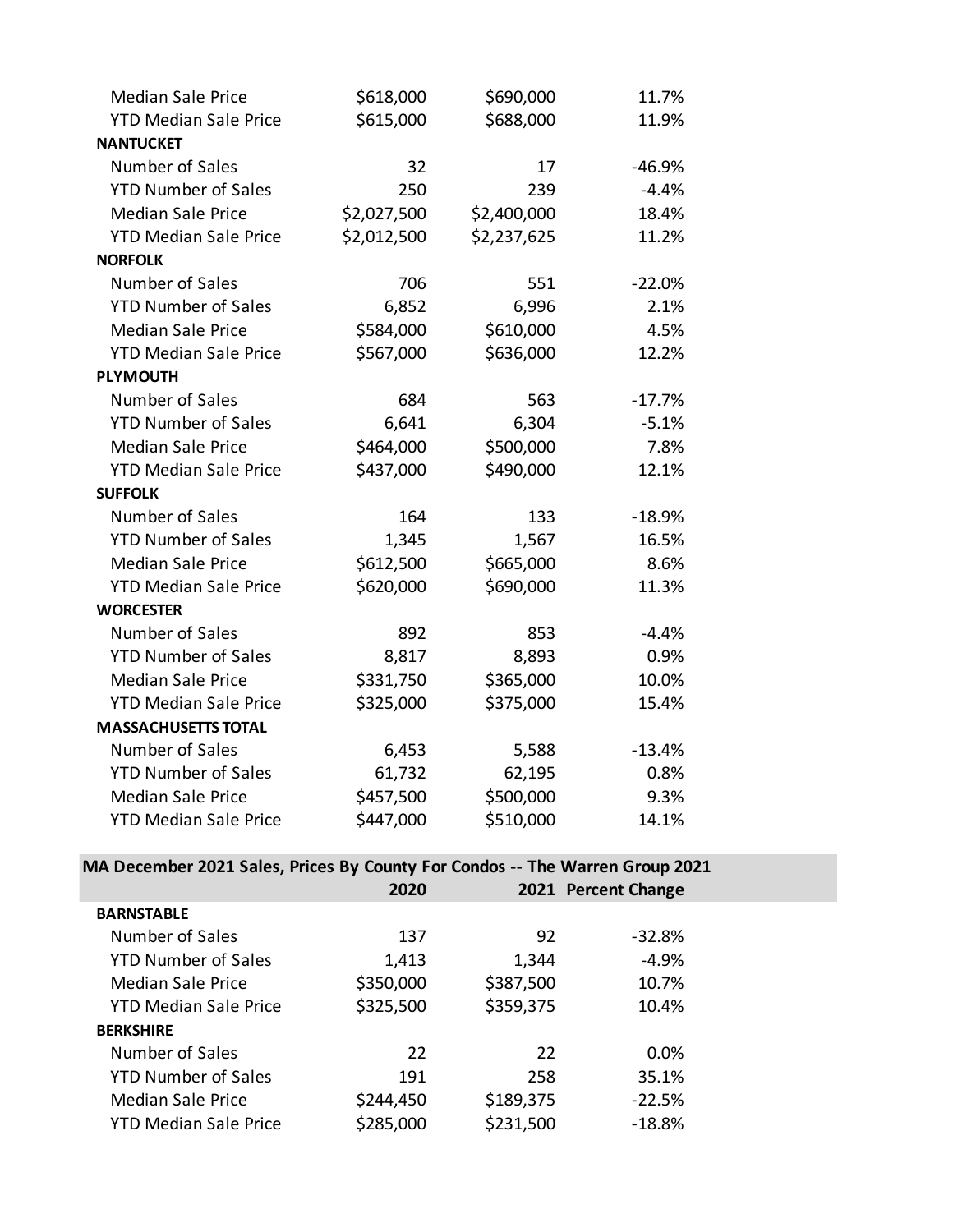| | | | |
|---|---|---|---|
| Median Sale Price | $618,000 | $690,000 | 11.7% |
| YTD Median Sale Price | $615,000 | $688,000 | 11.9% |
| **NANTUCKET** | | | |
| Number of Sales | 32 | 17 | -46.9% |
| YTD Number of Sales | 250 | 239 | -4.4% |
| Median Sale Price | $2,027,500 | $2,400,000 | 18.4% |
| YTD Median Sale Price | $2,012,500 | $2,237,625 | 11.2% |
| **NORFOLK** | | | |
| Number of Sales | 706 | 551 | -22.0% |
| YTD Number of Sales | 6,852 | 6,996 | 2.1% |
| Median Sale Price | $584,000 | $610,000 | 4.5% |
| YTD Median Sale Price | $567,000 | $636,000 | 12.2% |
| **PLYMOUTH** | | | |
| Number of Sales | 684 | 563 | -17.7% |
| YTD Number of Sales | 6,641 | 6,304 | -5.1% |
| Median Sale Price | $464,000 | $500,000 | 7.8% |
| YTD Median Sale Price | $437,000 | $490,000 | 12.1% |
| **SUFFOLK** | | | |
| Number of Sales | 164 | 133 | -18.9% |
| YTD Number of Sales | 1,345 | 1,567 | 16.5% |
| Median Sale Price | $612,500 | $665,000 | 8.6% |
| YTD Median Sale Price | $620,000 | $690,000 | 11.3% |
| **WORCESTER** | | | |
| Number of Sales | 892 | 853 | -4.4% |
| YTD Number of Sales | 8,817 | 8,893 | 0.9% |
| Median Sale Price | $331,750 | $365,000 | 10.0% |
| YTD Median Sale Price | $325,000 | $375,000 | 15.4% |
| **MASSACHUSETTS TOTAL** | | | |
| Number of Sales | 6,453 | 5,588 | -13.4% |
| YTD Number of Sales | 61,732 | 62,195 | 0.8% |
| Median Sale Price | $457,500 | $500,000 | 9.3% |
| YTD Median Sale Price | $447,000 | $510,000 | 14.1% |

**MA December 2021 Sales, Prices By County For Condos -- The Warren Group 2021**

| | 2020 | 2021 | Percent Change |
|---|---|---|---|
| **BARNSTABLE** | | | |
| Number of Sales | 137 | 92 | -32.8% |
| YTD Number of Sales | 1,413 | 1,344 | -4.9% |
| Median Sale Price | $350,000 | $387,500 | 10.7% |
| YTD Median Sale Price | $325,500 | $359,375 | 10.4% |
| **BERKSHIRE** | | | |
| Number of Sales | 22 | 22 | 0.0% |
| YTD Number of Sales | 191 | 258 | 35.1% |
| Median Sale Price | $244,450 | $189,375 | -22.5% |
| YTD Median Sale Price | $285,000 | $231,500 | -18.8% |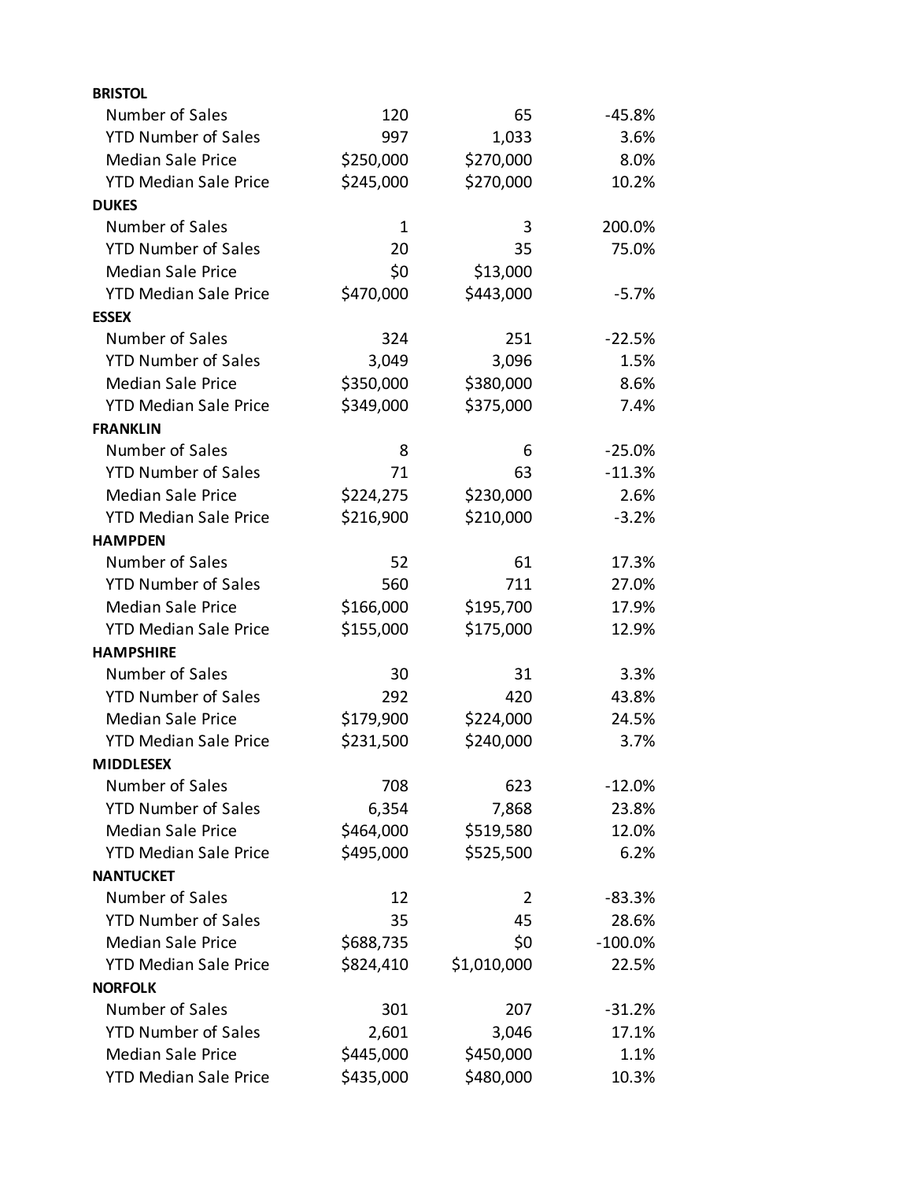| | | | |
|---|---|---|---|
| **BRISTOL** | | | |
| Number of Sales | 120 | 65 | -45.8% |
| YTD Number of Sales | 997 | 1,033 | 3.6% |
| Median Sale Price | $250,000 | $270,000 | 8.0% |
| YTD Median Sale Price | $245,000 | $270,000 | 10.2% |
| **DUKES** | | | |
| Number of Sales | 1 | 3 | 200.0% |
| YTD Number of Sales | 20 | 35 | 75.0% |
| Median Sale Price | $0 | $13,000 | |
| YTD Median Sale Price | $470,000 | $443,000 | -5.7% |
| **ESSEX** | | | |
| Number of Sales | 324 | 251 | -22.5% |
| YTD Number of Sales | 3,049 | 3,096 | 1.5% |
| Median Sale Price | $350,000 | $380,000 | 8.6% |
| YTD Median Sale Price | $349,000 | $375,000 | 7.4% |
| **FRANKLIN** | | | |
| Number of Sales | 8 | 6 | -25.0% |
| YTD Number of Sales | 71 | 63 | -11.3% |
| Median Sale Price | $224,275 | $230,000 | 2.6% |
| YTD Median Sale Price | $216,900 | $210,000 | -3.2% |
| **HAMPDEN** | | | |
| Number of Sales | 52 | 61 | 17.3% |
| YTD Number of Sales | 560 | 711 | 27.0% |
| Median Sale Price | $166,000 | $195,700 | 17.9% |
| YTD Median Sale Price | $155,000 | $175,000 | 12.9% |
| **HAMPSHIRE** | | | |
| Number of Sales | 30 | 31 | 3.3% |
| YTD Number of Sales | 292 | 420 | 43.8% |
| Median Sale Price | $179,900 | $224,000 | 24.5% |
| YTD Median Sale Price | $231,500 | $240,000 | 3.7% |
| **MIDDLESEX** | | | |
| Number of Sales | 708 | 623 | -12.0% |
| YTD Number of Sales | 6,354 | 7,868 | 23.8% |
| Median Sale Price | $464,000 | $519,580 | 12.0% |
| YTD Median Sale Price | $495,000 | $525,500 | 6.2% |
| **NANTUCKET** | | | |
| Number of Sales | 12 | 2 | -83.3% |
| YTD Number of Sales | 35 | 45 | 28.6% |
| Median Sale Price | $688,735 | $0 | -100.0% |
| YTD Median Sale Price | $824,410 | $1,010,000 | 22.5% |
| **NORFOLK** | | | |
| Number of Sales | 301 | 207 | -31.2% |
| YTD Number of Sales | 2,601 | 3,046 | 17.1% |
| Median Sale Price | $445,000 | $450,000 | 1.1% |
| YTD Median Sale Price | $435,000 | $480,000 | 10.3% |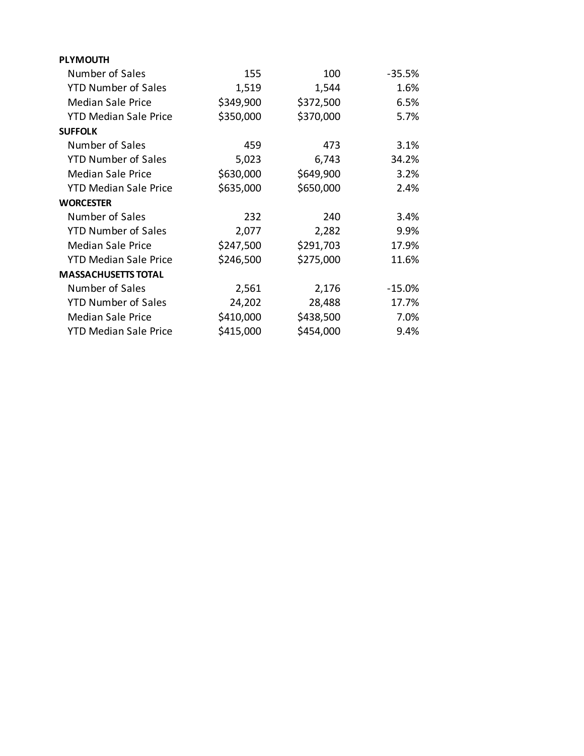| | | | |
|---|---|---|---|
| **PLYMOUTH** | | | |
| Number of Sales | 155 | 100 | -35.5% |
| YTD Number of Sales | 1,519 | 1,544 | 1.6% |
| Median Sale Price | $349,900 | $372,500 | 6.5% |
| YTD Median Sale Price | $350,000 | $370,000 | 5.7% |
| **SUFFOLK** | | | |
| Number of Sales | 459 | 473 | 3.1% |
| YTD Number of Sales | 5,023 | 6,743 | 34.2% |
| Median Sale Price | $630,000 | $649,900 | 3.2% |
| YTD Median Sale Price | $635,000 | $650,000 | 2.4% |
| **WORCESTER** | | | |
| Number of Sales | 232 | 240 | 3.4% |
| YTD Number of Sales | 2,077 | 2,282 | 9.9% |
| Median Sale Price | $247,500 | $291,703 | 17.9% |
| YTD Median Sale Price | $246,500 | $275,000 | 11.6% |
| **MASSACHUSETTS TOTAL** | | | |
| Number of Sales | 2,561 | 2,176 | -15.0% |
| YTD Number of Sales | 24,202 | 28,488 | 17.7% |
| Median Sale Price | $410,000 | $438,500 | 7.0% |
| YTD Median Sale Price | $415,000 | $454,000 | 9.4% |